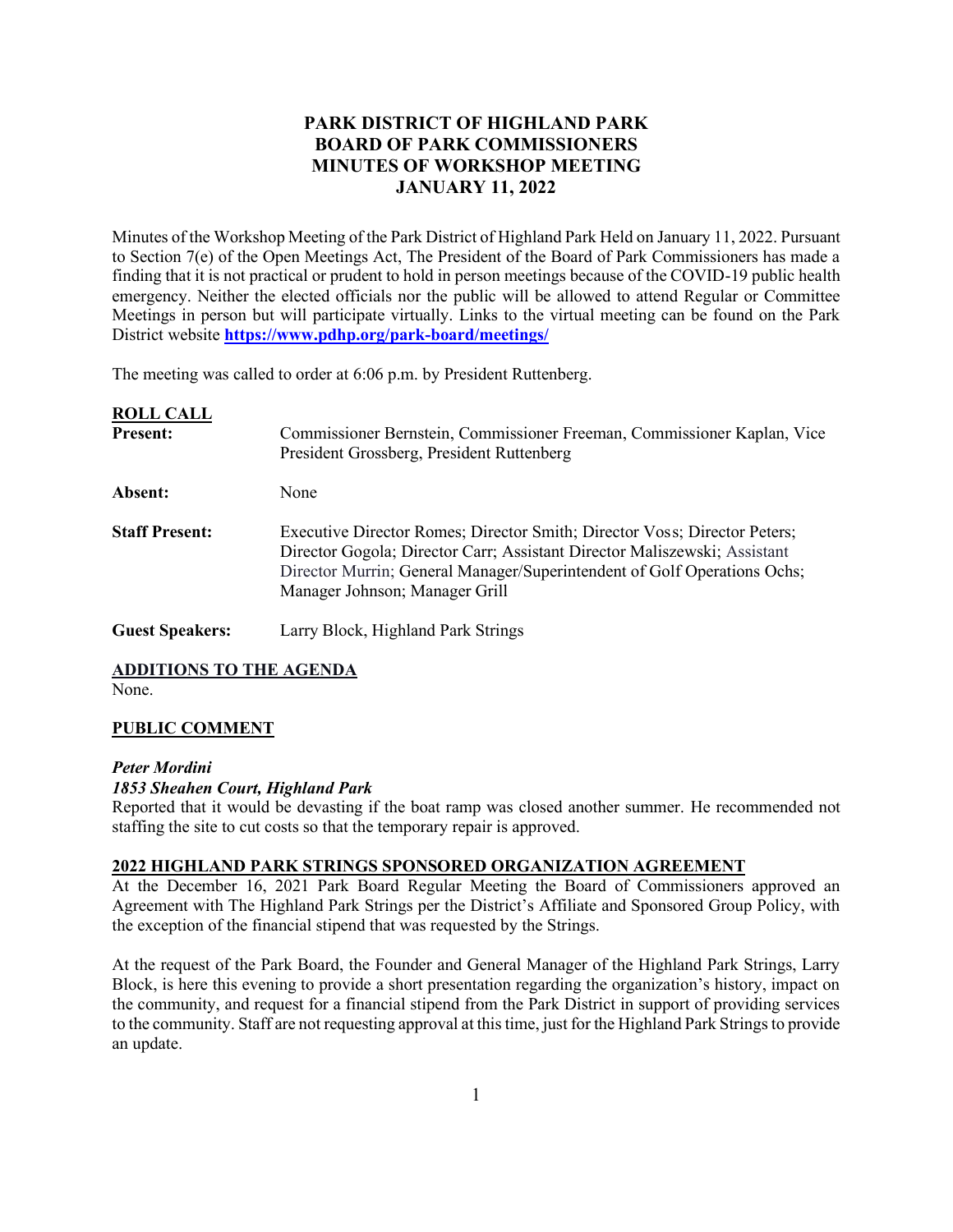# PARK DISTRICT OF HIGHLAND PARK
# BOARD OF PARK COMMISSIONERS
# MINUTES OF WORKSHOP MEETING
# JANUARY 11, 2022

Minutes of the Workshop Meeting of the Park District of Highland Park Held on January 11, 2022. Pursuant to Section 7(e) of the Open Meetings Act, The President of the Board of Park Commissioners has made a finding that it is not practical or prudent to hold in person meetings because of the COVID-19 public health emergency. Neither the elected officials nor the public will be allowed to attend Regular or Committee Meetings in person but will participate virtually. Links to the virtual meeting can be found on the Park District website **https://www.pdhp.org/park-board/meetings/**

The meeting was called to order at 6:06 p.m. by President Ruttenberg.

## ROLL CALL

**Present:** Commissioner Bernstein, Commissioner Freeman, Commissioner Kaplan, Vice President Grossberg, President Ruttenberg

**Absent:** None

**Staff Present:** Executive Director Romes; Director Smith; Director Voss; Director Peters; Director Gogola; Director Carr; Assistant Director Maliszewski; Assistant Director Murrin; General Manager/Superintendent of Golf Operations Ochs; Manager Johnson; Manager Grill

**Guest Speakers:** Larry Block, Highland Park Strings

## ADDITIONS TO THE AGENDA

None.

## PUBLIC COMMENT

***Peter Mordini***
***1853 Sheahen Court, Highland Park***
Reported that it would be devasting if the boat ramp was closed another summer. He recommended not staffing the site to cut costs so that the temporary repair is approved.

## 2022 HIGHLAND PARK STRINGS SPONSORED ORGANIZATION AGREEMENT

At the December 16, 2021 Park Board Regular Meeting the Board of Commissioners approved an Agreement with The Highland Park Strings per the District's Affiliate and Sponsored Group Policy, with the exception of the financial stipend that was requested by the Strings.

At the request of the Park Board, the Founder and General Manager of the Highland Park Strings, Larry Block, is here this evening to provide a short presentation regarding the organization's history, impact on the community, and request for a financial stipend from the Park District in support of providing services to the community. Staff are not requesting approval at this time, just for the Highland Park Strings to provide an update.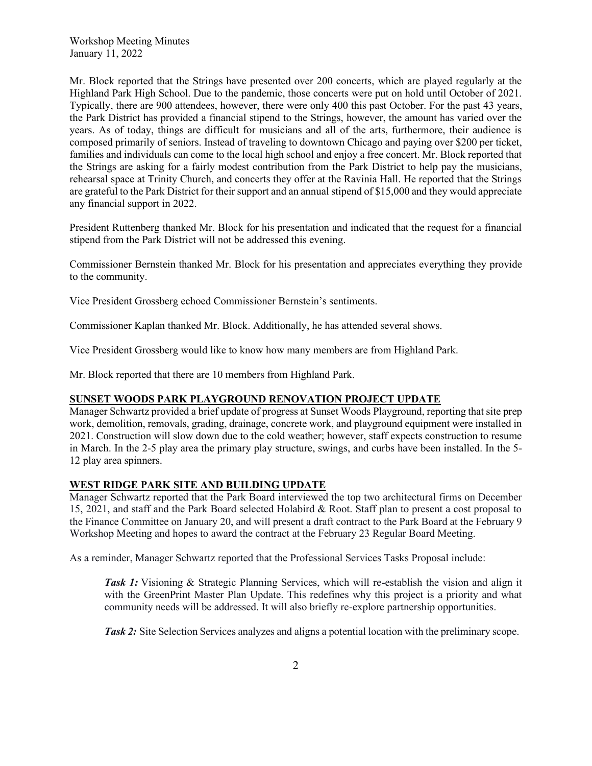Mr. Block reported that the Strings have presented over 200 concerts, which are played regularly at the Highland Park High School. Due to the pandemic, those concerts were put on hold until October of 2021. Typically, there are 900 attendees, however, there were only 400 this past October. For the past 43 years, the Park District has provided a financial stipend to the Strings, however, the amount has varied over the years. As of today, things are difficult for musicians and all of the arts, furthermore, their audience is composed primarily of seniors. Instead of traveling to downtown Chicago and paying over $200 per ticket, families and individuals can come to the local high school and enjoy a free concert. Mr. Block reported that the Strings are asking for a fairly modest contribution from the Park District to help pay the musicians, rehearsal space at Trinity Church, and concerts they offer at the Ravinia Hall. He reported that the Strings are grateful to the Park District for their support and an annual stipend of $15,000 and they would appreciate any financial support in 2022.

President Ruttenberg thanked Mr. Block for his presentation and indicated that the request for a financial stipend from the Park District will not be addressed this evening.

Commissioner Bernstein thanked Mr. Block for his presentation and appreciates everything they provide to the community.

Vice President Grossberg echoed Commissioner Bernstein's sentiments.

Commissioner Kaplan thanked Mr. Block. Additionally, he has attended several shows.

Vice President Grossberg would like to know how many members are from Highland Park.

Mr. Block reported that there are 10 members from Highland Park.

## SUNSET WOODS PARK PLAYGROUND RENOVATION PROJECT UPDATE

Manager Schwartz provided a brief update of progress at Sunset Woods Playground, reporting that site prep work, demolition, removals, grading, drainage, concrete work, and playground equipment were installed in 2021. Construction will slow down due to the cold weather; however, staff expects construction to resume in March. In the 2-5 play area the primary play structure, swings, and curbs have been installed. In the 5-12 play area spinners.

## WEST RIDGE PARK SITE AND BUILDING UPDATE

Manager Schwartz reported that the Park Board interviewed the top two architectural firms on December 15, 2021, and staff and the Park Board selected Holabird & Root. Staff plan to present a cost proposal to the Finance Committee on January 20, and will present a draft contract to the Park Board at the February 9 Workshop Meeting and hopes to award the contract at the February 23 Regular Board Meeting.

As a reminder, Manager Schwartz reported that the Professional Services Tasks Proposal include:

> ***Task 1:*** Visioning & Strategic Planning Services, which will re-establish the vision and align it with the GreenPrint Master Plan Update. This redefines why this project is a priority and what community needs will be addressed. It will also briefly re-explore partnership opportunities.
>
> ***Task 2:*** Site Selection Services analyzes and aligns a potential location with the preliminary scope.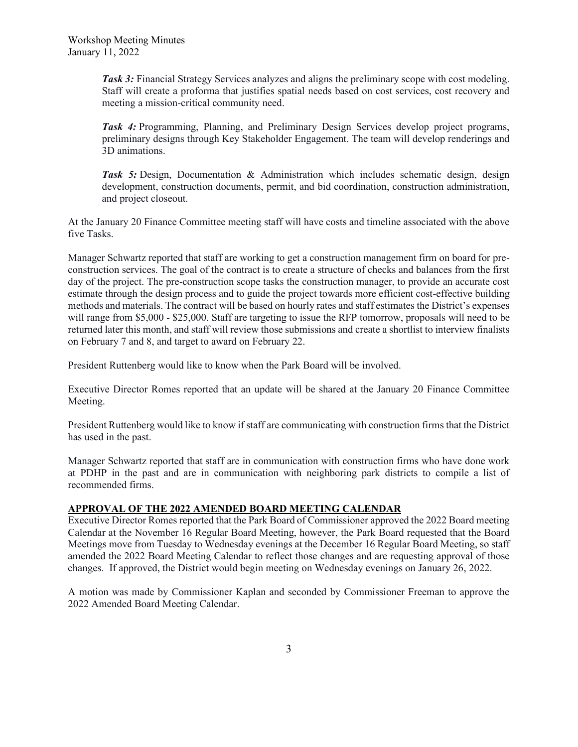***Task 3:*** Financial Strategy Services analyzes and aligns the preliminary scope with cost modeling. Staff will create a proforma that justifies spatial needs based on cost services, cost recovery and meeting a mission-critical community need.

***Task 4:*** Programming, Planning, and Preliminary Design Services develop project programs, preliminary designs through Key Stakeholder Engagement. The team will develop renderings and 3D animations.

***Task 5:*** Design, Documentation & Administration which includes schematic design, design development, construction documents, permit, and bid coordination, construction administration, and project closeout.

At the January 20 Finance Committee meeting staff will have costs and timeline associated with the above five Tasks.

Manager Schwartz reported that staff are working to get a construction management firm on board for pre-construction services. The goal of the contract is to create a structure of checks and balances from the first day of the project. The pre-construction scope tasks the construction manager, to provide an accurate cost estimate through the design process and to guide the project towards more efficient cost-effective building methods and materials. The contract will be based on hourly rates and staff estimates the District's expenses will range from $5,000 - $25,000. Staff are targeting to issue the RFP tomorrow, proposals will need to be returned later this month, and staff will review those submissions and create a shortlist to interview finalists on February 7 and 8, and target to award on February 22.

President Ruttenberg would like to know when the Park Board will be involved.

Executive Director Romes reported that an update will be shared at the January 20 Finance Committee Meeting.

President Ruttenberg would like to know if staff are communicating with construction firms that the District has used in the past.

Manager Schwartz reported that staff are in communication with construction firms who have done work at PDHP in the past and are in communication with neighboring park districts to compile a list of recommended firms.

## APPROVAL OF THE 2022 AMENDED BOARD MEETING CALENDAR

Executive Director Romes reported that the Park Board of Commissioner approved the 2022 Board meeting Calendar at the November 16 Regular Board Meeting, however, the Park Board requested that the Board Meetings move from Tuesday to Wednesday evenings at the December 16 Regular Board Meeting, so staff amended the 2022 Board Meeting Calendar to reflect those changes and are requesting approval of those changes. If approved, the District would begin meeting on Wednesday evenings on January 26, 2022.

A motion was made by Commissioner Kaplan and seconded by Commissioner Freeman to approve the 2022 Amended Board Meeting Calendar.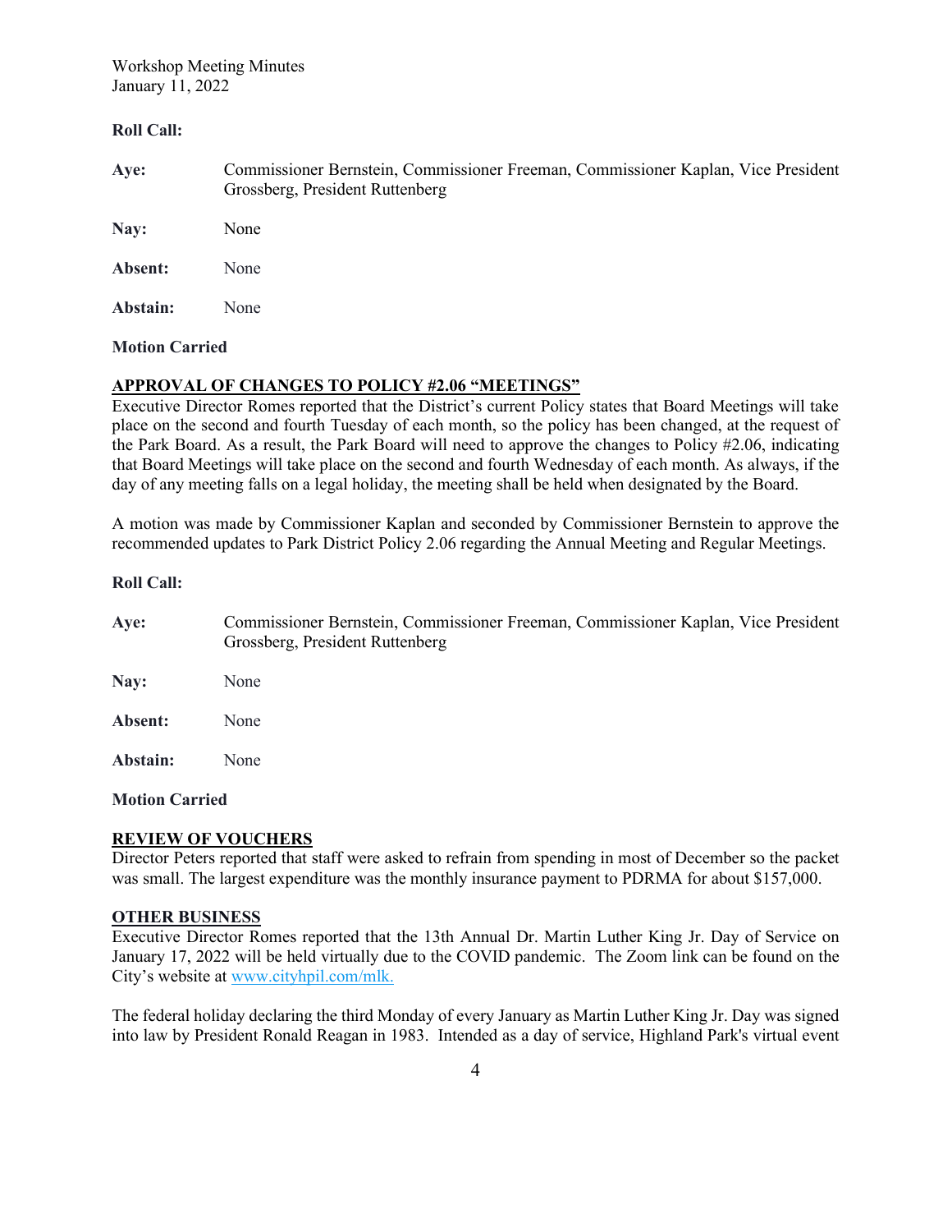**Roll Call:**

**Aye:** Commissioner Bernstein, Commissioner Freeman, Commissioner Kaplan, Vice President Grossberg, President Ruttenberg

**Nay:** None

**Absent:** None

**Abstain:** None

**Motion Carried**

## APPROVAL OF CHANGES TO POLICY #2.06 "MEETINGS"

Executive Director Romes reported that the District's current Policy states that Board Meetings will take place on the second and fourth Tuesday of each month, so the policy has been changed, at the request of the Park Board. As a result, the Park Board will need to approve the changes to Policy #2.06, indicating that Board Meetings will take place on the second and fourth Wednesday of each month. As always, if the day of any meeting falls on a legal holiday, the meeting shall be held when designated by the Board.

A motion was made by Commissioner Kaplan and seconded by Commissioner Bernstein to approve the recommended updates to Park District Policy 2.06 regarding the Annual Meeting and Regular Meetings.

**Roll Call:**

**Aye:** Commissioner Bernstein, Commissioner Freeman, Commissioner Kaplan, Vice President Grossberg, President Ruttenberg

**Nay:** None

**Absent:** None

**Abstain:** None

**Motion Carried**

## REVIEW OF VOUCHERS

Director Peters reported that staff were asked to refrain from spending in most of December so the packet was small. The largest expenditure was the monthly insurance payment to PDRMA for about $157,000.

## OTHER BUSINESS

Executive Director Romes reported that the 13th Annual Dr. Martin Luther King Jr. Day of Service on January 17, 2022 will be held virtually due to the COVID pandemic. The Zoom link can be found on the City's website at www.cityhpil.com/mlk.

The federal holiday declaring the third Monday of every January as Martin Luther King Jr. Day was signed into law by President Ronald Reagan in 1983. Intended as a day of service, Highland Park's virtual event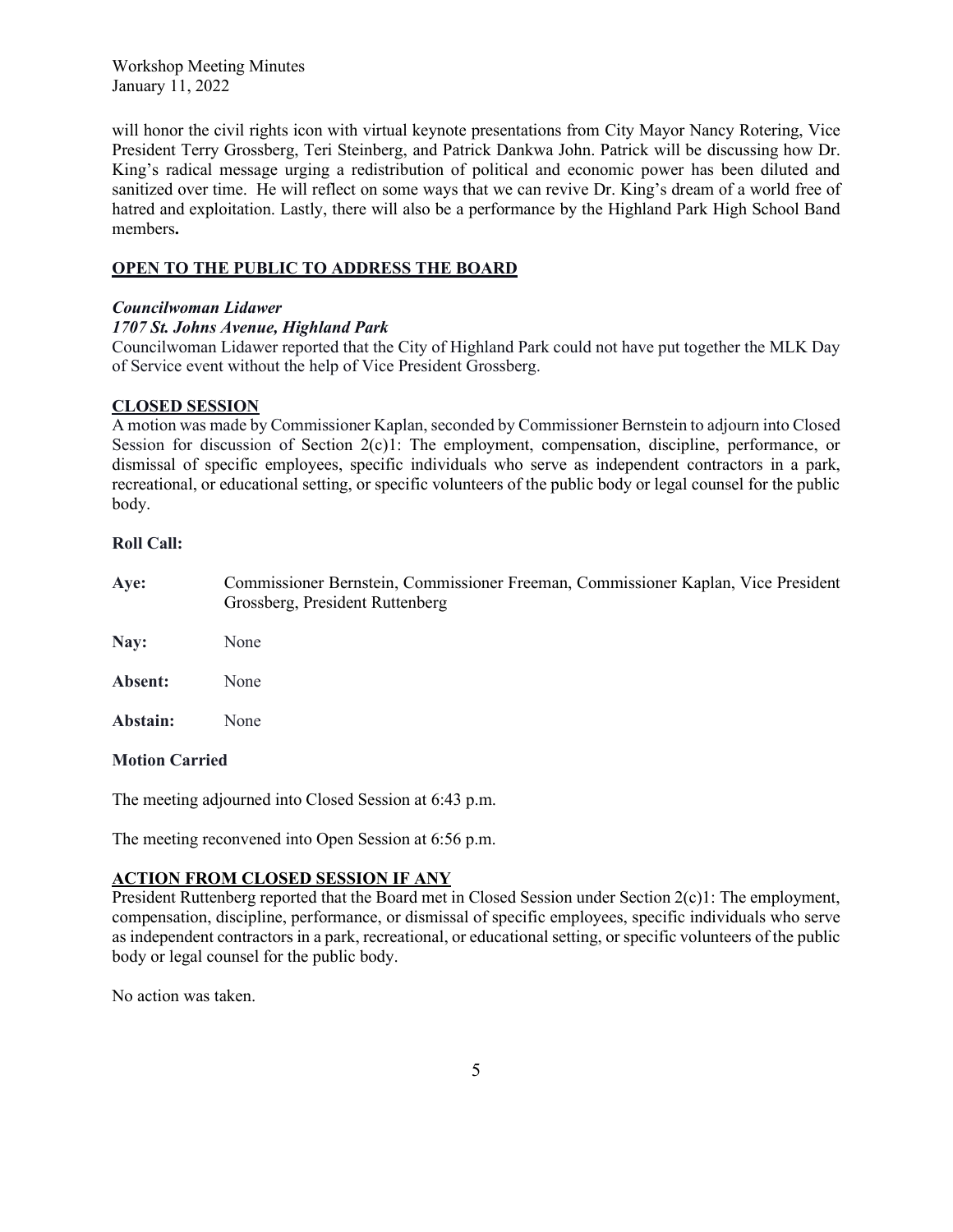will honor the civil rights icon with virtual keynote presentations from City Mayor Nancy Rotering, Vice President Terry Grossberg, Teri Steinberg, and Patrick Dankwa John. Patrick will be discussing how Dr. King's radical message urging a redistribution of political and economic power has been diluted and sanitized over time. He will reflect on some ways that we can revive Dr. King's dream of a world free of hatred and exploitation. Lastly, there will also be a performance by the Highland Park High School Band members**.**

## OPEN TO THE PUBLIC TO ADDRESS THE BOARD

***Councilwoman Lidawer***
***1707 St. Johns Avenue, Highland Park***

Councilwoman Lidawer reported that the City of Highland Park could not have put together the MLK Day of Service event without the help of Vice President Grossberg.

## CLOSED SESSION

A motion was made by Commissioner Kaplan, seconded by Commissioner Bernstein to adjourn into Closed Session for discussion of Section 2(c)1: The employment, compensation, discipline, performance, or dismissal of specific employees, specific individuals who serve as independent contractors in a park, recreational, or educational setting, or specific volunteers of the public body or legal counsel for the public body.

**Roll Call:**

**Aye:** Commissioner Bernstein, Commissioner Freeman, Commissioner Kaplan, Vice President Grossberg, President Ruttenberg

**Nay:** None

**Absent:** None

**Abstain:** None

**Motion Carried**

The meeting adjourned into Closed Session at 6:43 p.m.

The meeting reconvened into Open Session at 6:56 p.m.

## ACTION FROM CLOSED SESSION IF ANY

President Ruttenberg reported that the Board met in Closed Session under Section 2(c)1: The employment, compensation, discipline, performance, or dismissal of specific employees, specific individuals who serve as independent contractors in a park, recreational, or educational setting, or specific volunteers of the public body or legal counsel for the public body.

No action was taken.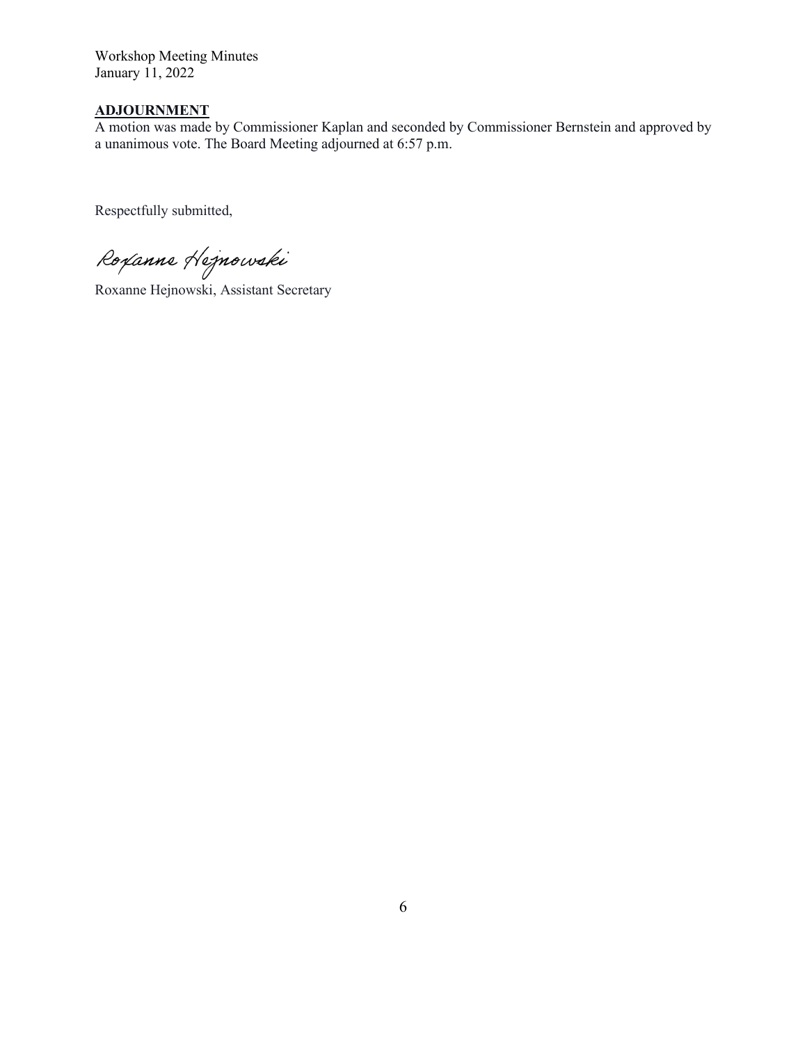## ADJOURNMENT

A motion was made by Commissioner Kaplan and seconded by Commissioner Bernstein and approved by a unanimous vote. The Board Meeting adjourned at 6:57 p.m.

Respectfully submitted,

Roxanne Hejnowski

Roxanne Hejnowski, Assistant Secretary